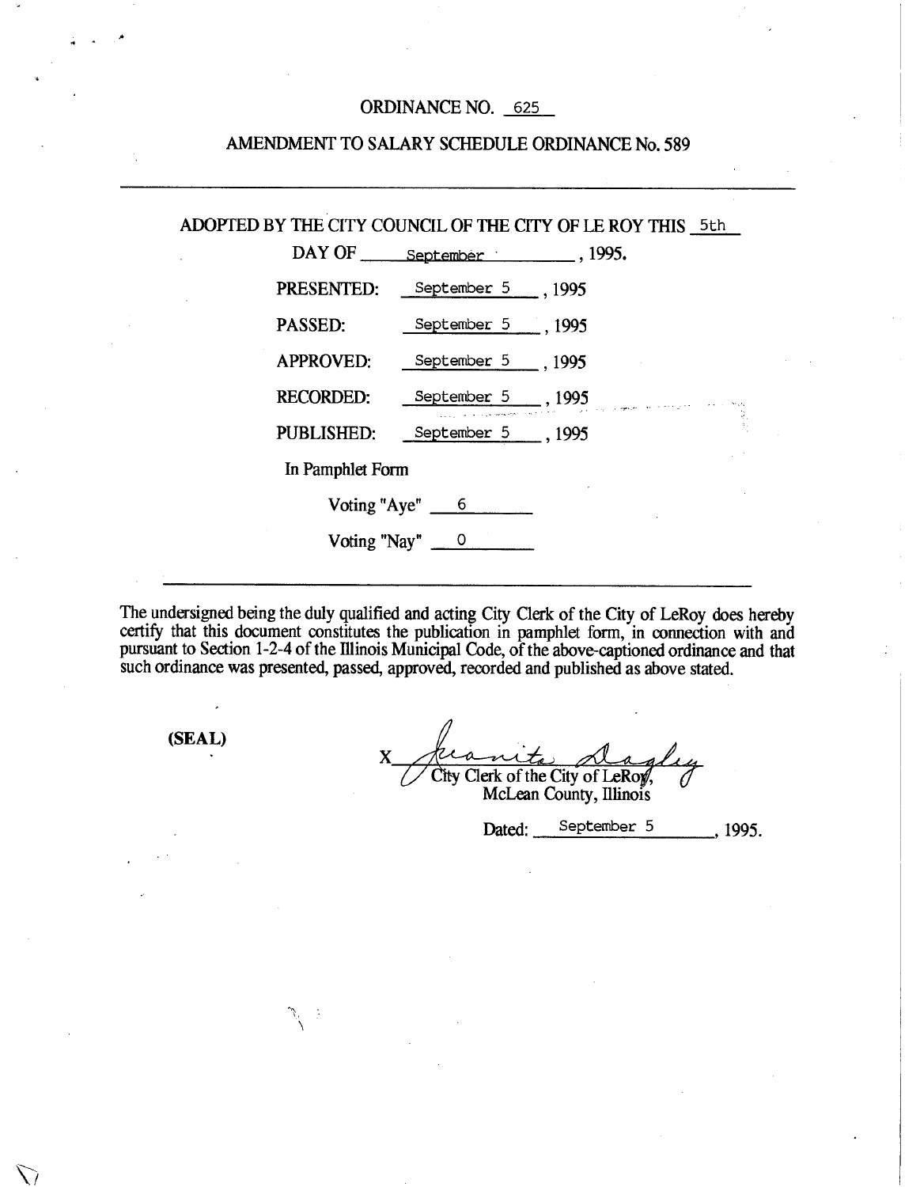# ORDINANCE NO. 625

## AMENDMENT TO SALARY SCHEDULE ORDINANCE No. 589

---

ADOPTED BY THE CITY COUNCIL OF THE CITY OF LE ROY THIS 5th DAY OF September, 1995.

PRESENTED: September 5, 1995

PASSED: September 5, 1995

APPROVED: September 5, 1995

RECORDED: September 5, 1995

PUBLISHED: September 5, 1995

In Pamphlet Form

Voting "Aye" 6

Voting "Nay" 0

---

The undersigned being the duly qualified and acting City Clerk of the City of LeRoy does hereby certify that this document constitutes the publication in pamphlet form, in connection with and pursuant to Section 1-2-4 of the Illinois Municipal Code, of the above-captioned ordinance and that such ordinance was presented, passed, approved, recorded and published as above stated.

(SEAL)

X Juanita Dagley
City Clerk of the City of LeRoy,
McLean County, Illinois

Dated: September 5, 1995.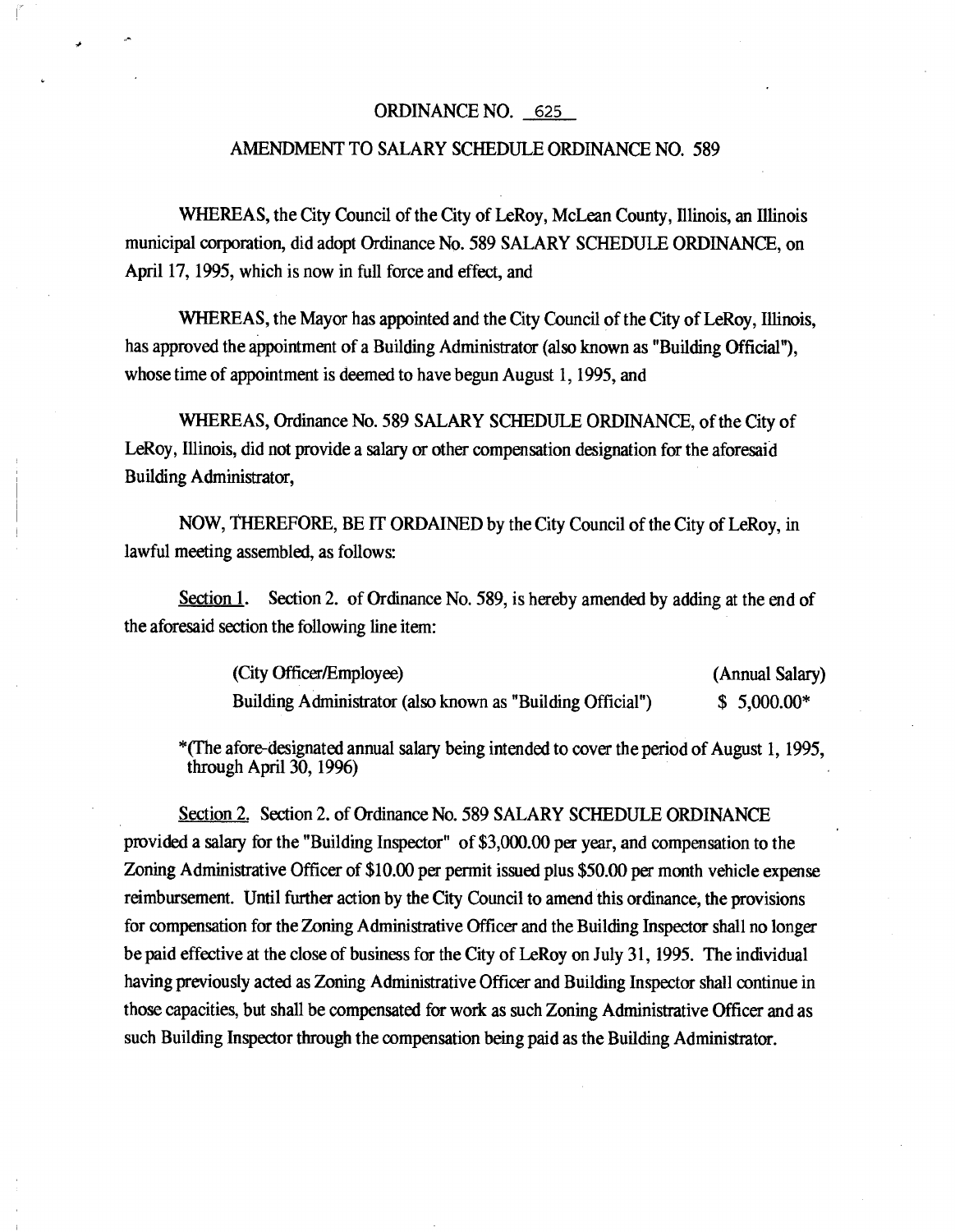# ORDINANCE NO. 625

## AMENDMENT TO SALARY SCHEDULE ORDINANCE NO. 589

WHEREAS, the City Council of the City of LeRoy, McLean County, Illinois, an Illinois municipal corporation, did adopt Ordinance No. 589 SALARY SCHEDULE ORDINANCE, on April 17, 1995, which is now in full force and effect, and

WHEREAS, the Mayor has appointed and the City Council of the City of LeRoy, Illinois, has approved the appointment of a Building Administrator (also known as "Building Official"), whose time of appointment is deemed to have begun August 1, 1995, and

WHEREAS, Ordinance No. 589 SALARY SCHEDULE ORDINANCE, of the City of LeRoy, Illinois, did not provide a salary or other compensation designation for the aforesaid Building Administrator,

NOW, THEREFORE, BE IT ORDAINED by the City Council of the City of LeRoy, in lawful meeting assembled, as follows:

<u>Section 1.</u> Section 2. of Ordinance No. 589, is hereby amended by adding at the end of the aforesaid section the following line item:

| (City Officer/Employee) | (Annual Salary) |
|---|---|
| Building Administrator (also known as "Building Official") | $ 5,000.00* |

*(The afore-designated annual salary being intended to cover the period of August 1, 1995, through April 30, 1996)

<u>Section 2.</u> Section 2. of Ordinance No. 589 SALARY SCHEDULE ORDINANCE provided a salary for the "Building Inspector" of $3,000.00 per year, and compensation to the Zoning Administrative Officer of $10.00 per permit issued plus $50.00 per month vehicle expense reimbursement. Until further action by the City Council to amend this ordinance, the provisions for compensation for the Zoning Administrative Officer and the Building Inspector shall no longer be paid effective at the close of business for the City of LeRoy on July 31, 1995. The individual having previously acted as Zoning Administrative Officer and Building Inspector shall continue in those capacities, but shall be compensated for work as such Zoning Administrative Officer and as such Building Inspector through the compensation being paid as the Building Administrator.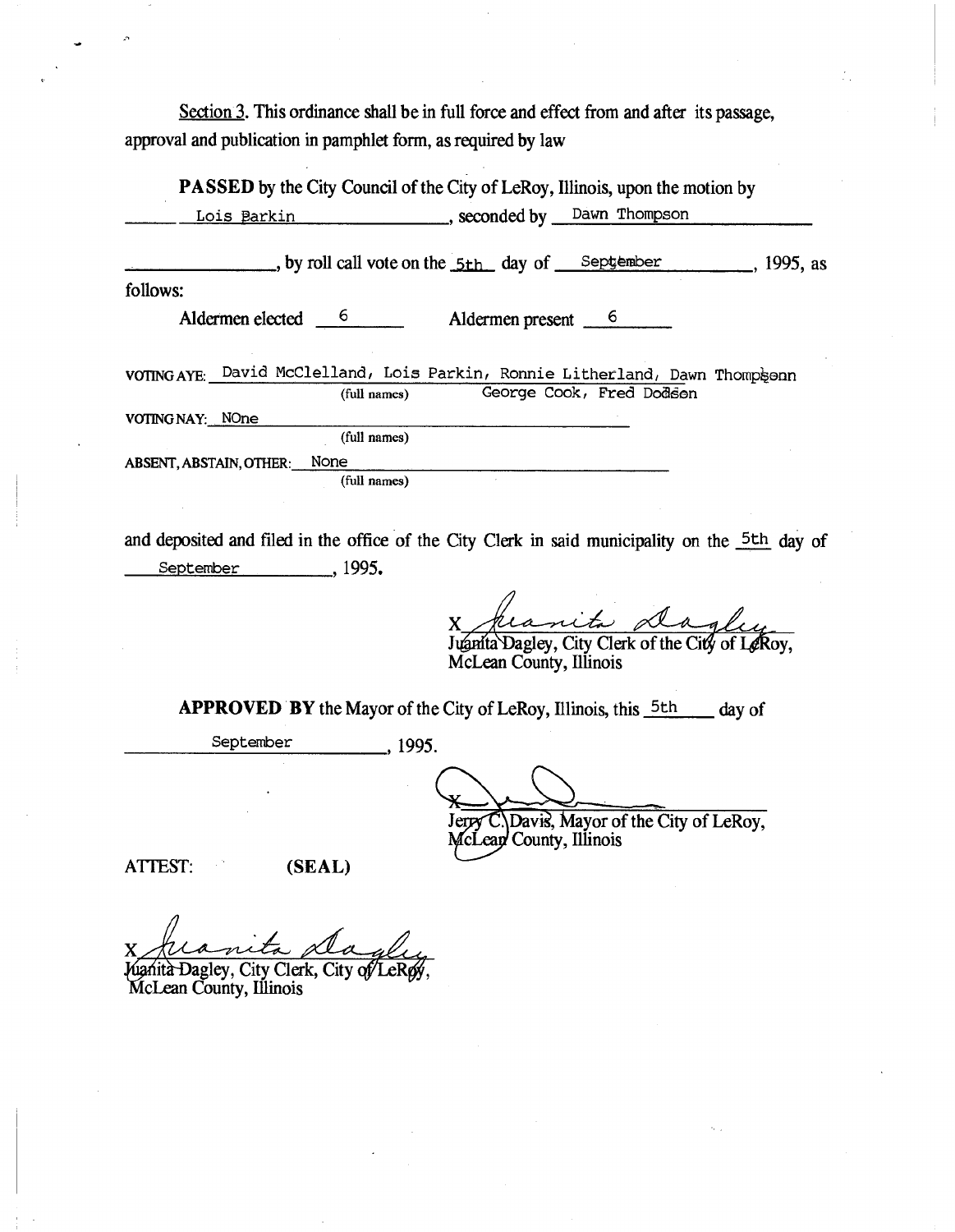Section 3. This ordinance shall be in full force and effect from and after its passage, approval and publication in pamphlet form, as required by law

**PASSED** by the City Council of the City of LeRoy, Illinois, upon the motion by Lois Parkin, seconded by Dawn Thompson, by roll call vote on the 5th day of September, 1995, as follows:

Aldermen elected 6 Aldermen present 6

VOTING AYE: David McClelland, Lois Parkin, Ronnie Litherland, Dawn Thompson, George Cook, Fred Dodson
(full names)

VOTING NAY: NOne
(full names)

ABSENT, ABSTAIN, OTHER: None
(full names)

and deposited and filed in the office of the City Clerk in said municipality on the 5th day of September, 1995.

X Juanita Dagley
Juanita Dagley, City Clerk of the City of LeRoy,
McLean County, Illinois

**APPROVED BY** the Mayor of the City of LeRoy, Illinois, this 5th day of September, 1995.

X
Jerry C. Davis, Mayor of the City of LeRoy,
McLean County, Illinois

ATTEST: **(SEAL)**

X Juanita Dagley
Juanita Dagley, City Clerk, City of LeRoy,
McLean County, Illinois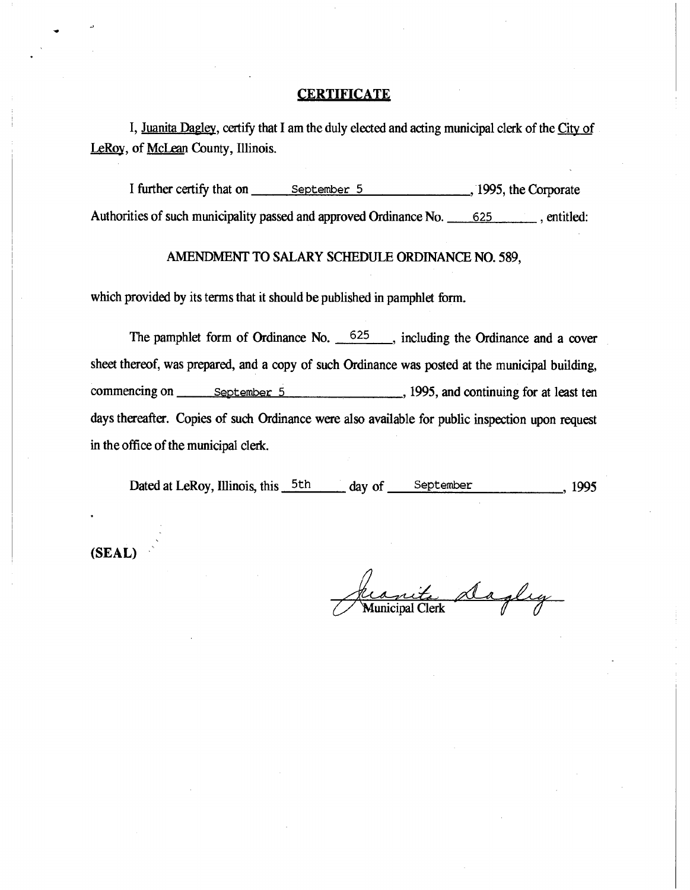## CERTIFICATE

I, Juanita Dagley, certify that I am the duly elected and acting municipal clerk of the City of LeRoy, of McLean County, Illinois.

I further certify that on September 5, 1995, the Corporate Authorities of such municipality passed and approved Ordinance No. 625, entitled:

AMENDMENT TO SALARY SCHEDULE ORDINANCE NO. 589,

which provided by its terms that it should be published in pamphlet form.

The pamphlet form of Ordinance No. 625, including the Ordinance and a cover sheet thereof, was prepared, and a copy of such Ordinance was posted at the municipal building, commencing on September 5, 1995, and continuing for at least ten days thereafter. Copies of such Ordinance were also available for public inspection upon request in the office of the municipal clerk.

Dated at LeRoy, Illinois, this 5th day of September, 1995

**(SEAL)**

Juanita Dagley
Municipal Clerk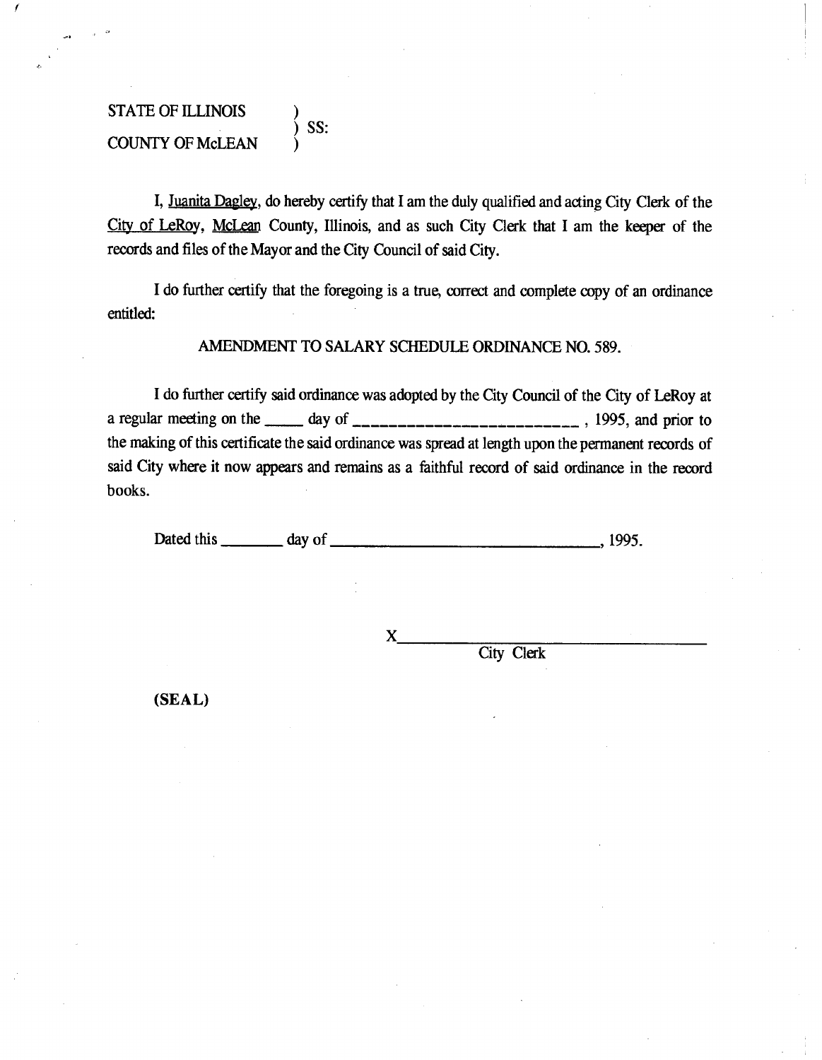STATE OF ILLINOIS )
) SS:
COUNTY OF McLEAN )

I, Juanita Dagley, do hereby certify that I am the duly qualified and acting City Clerk of the City of LeRoy, McLean County, Illinois, and as such City Clerk that I am the keeper of the records and files of the Mayor and the City Council of said City.

I do further certify that the foregoing is a true, correct and complete copy of an ordinance entitled:

AMENDMENT TO SALARY SCHEDULE ORDINANCE NO. 589.

I do further certify said ordinance was adopted by the City Council of the City of LeRoy at a regular meeting on the _____ day of _________________________, 1995, and prior to the making of this certificate the said ordinance was spread at length upon the permanent records of said City where it now appears and remains as a faithful record of said ordinance in the record books.

Dated this ________ day of ________________________________, 1995.

X________________________________
City Clerk

**(SEAL)**